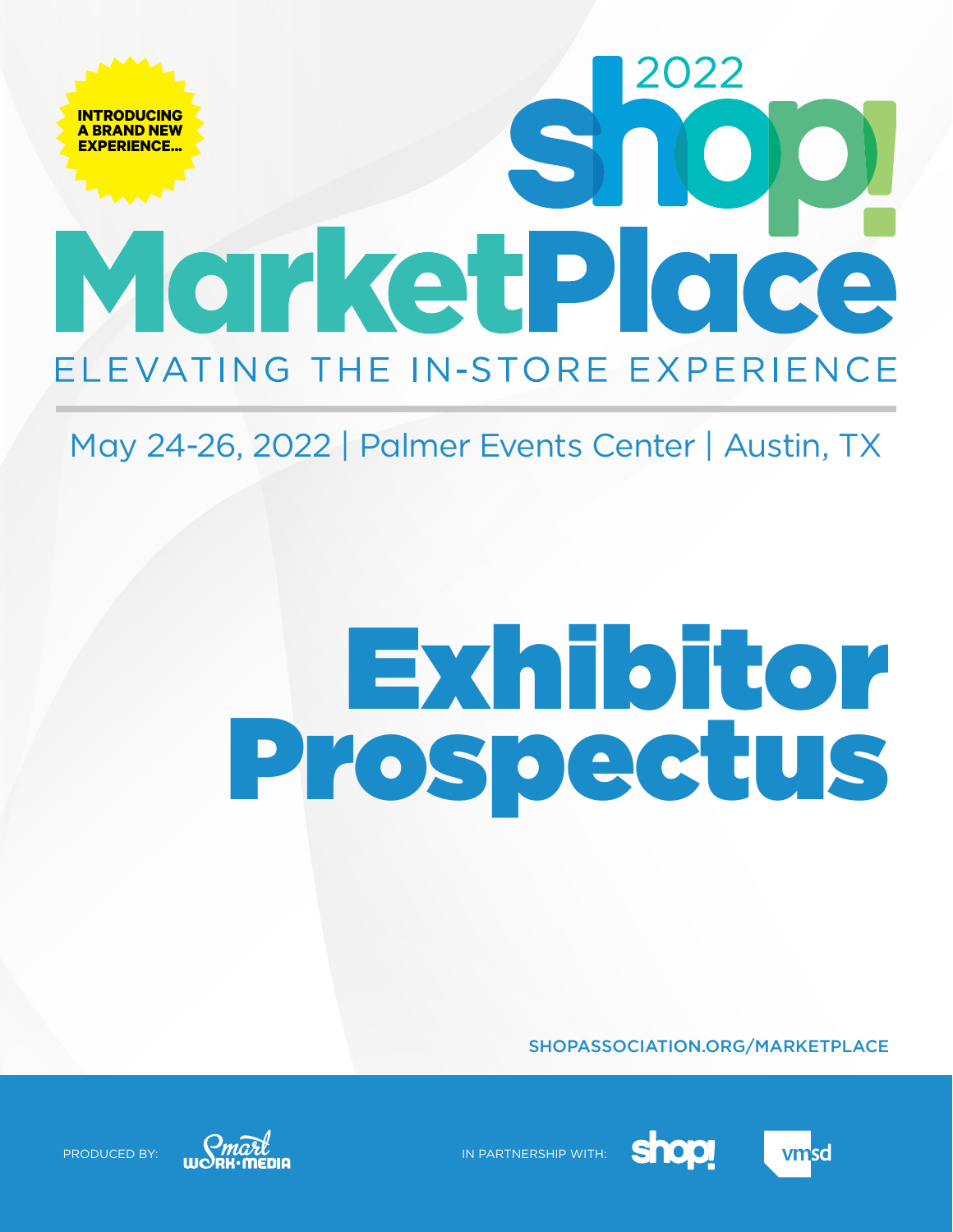INTRODUCING A BRAND NEW EXPERIENCE...

# 2022 shop! MarketPlace

ELEVATING THE IN-STORE EXPERIENCE

May 24-26, 2022 | Palmer Events Center | Austin, TX

# Exhibitor Prospectus

SHOPASSOCIATION.ORG/MARKETPLACE

PRODUCED BY: Smart Work Media

IN PARTNERSHIP WITH: shop! vmsd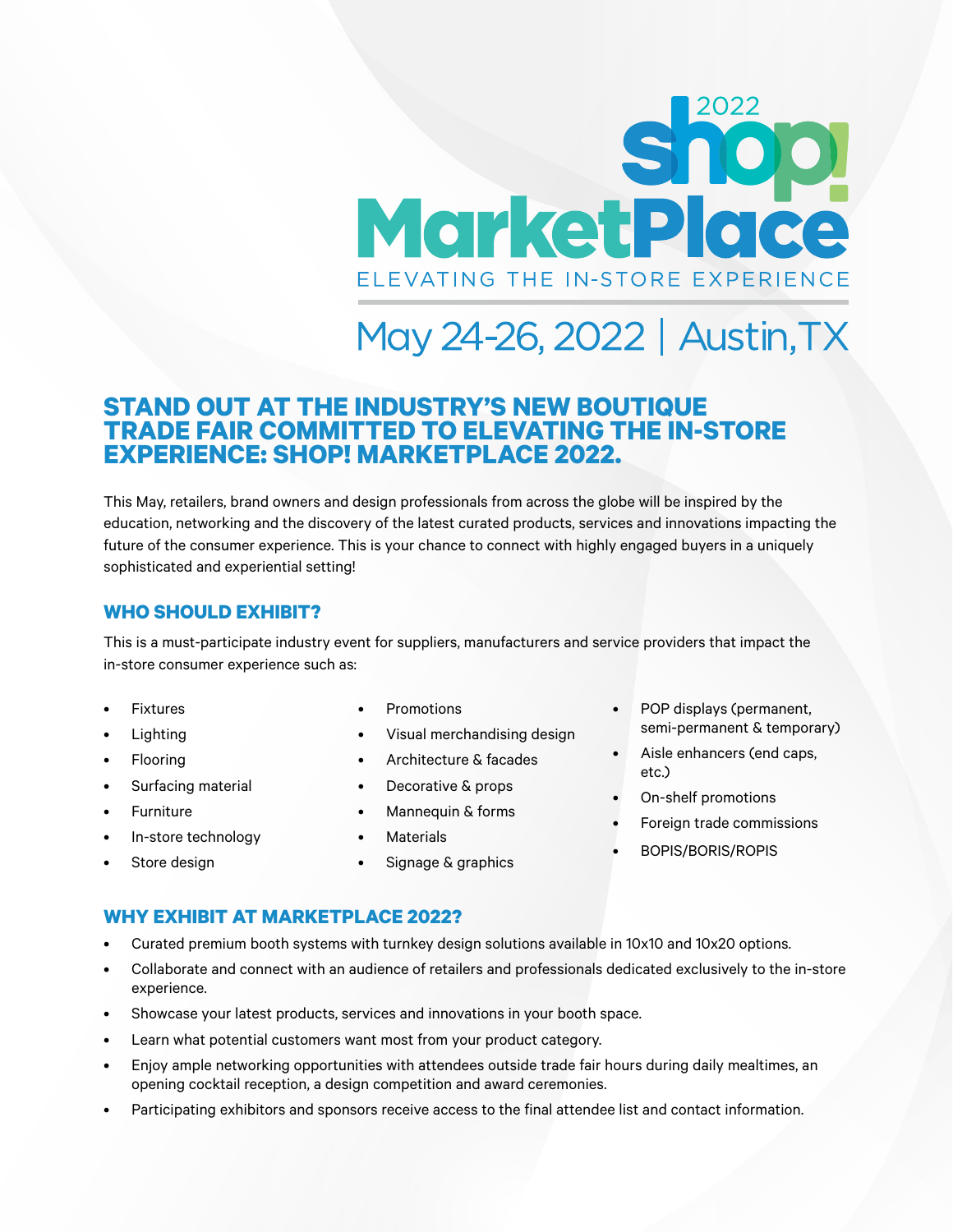2022 shop! MarketPlace

ELEVATING THE IN-STORE EXPERIENCE

May 24-26, 2022 | Austin, TX

## STAND OUT AT THE INDUSTRY'S NEW BOUTIQUE TRADE FAIR COMMITTED TO ELEVATING THE IN-STORE EXPERIENCE: SHOP! MARKETPLACE 2022.

This May, retailers, brand owners and design professionals from across the globe will be inspired by the education, networking and the discovery of the latest curated products, services and innovations impacting the future of the consumer experience. This is your chance to connect with highly engaged buyers in a uniquely sophisticated and experiential setting!

### WHO SHOULD EXHIBIT?

This is a must-participate industry event for suppliers, manufacturers and service providers that impact the in-store consumer experience such as:

- Fixtures
- Lighting
- Flooring
- Surfacing material
- Furniture
- In-store technology
- Store design
- Promotions
- Visual merchandising design
- Architecture & facades
- Decorative & props
- Mannequin & forms
- Materials
- Signage & graphics
- POP displays (permanent, semi-permanent & temporary)
- Aisle enhancers (end caps, etc.)
- On-shelf promotions
- Foreign trade commissions
- BOPIS/BORIS/ROPIS

### WHY EXHIBIT AT MARKETPLACE 2022?

- Curated premium booth systems with turnkey design solutions available in 10x10 and 10x20 options.
- Collaborate and connect with an audience of retailers and professionals dedicated exclusively to the in-store experience.
- Showcase your latest products, services and innovations in your booth space.
- Learn what potential customers want most from your product category.
- Enjoy ample networking opportunities with attendees outside trade fair hours during daily mealtimes, an opening cocktail reception, a design competition and award ceremonies.
- Participating exhibitors and sponsors receive access to the final attendee list and contact information.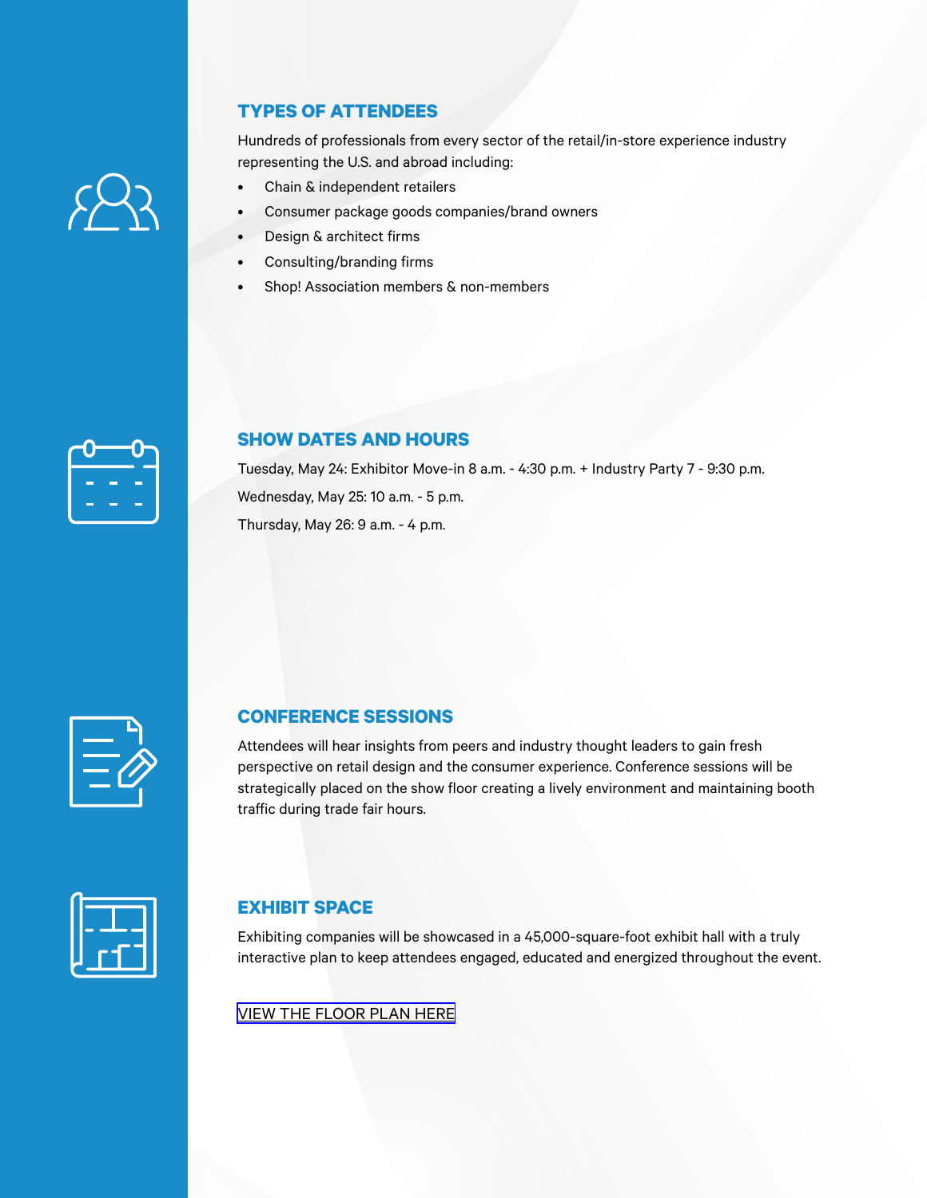## TYPES OF ATTENDEES

Hundreds of professionals from every sector of the retail/in-store experience industry representing the U.S. and abroad including:

- Chain & independent retailers
- Consumer package goods companies/brand owners
- Design & architect firms
- Consulting/branding firms
- Shop! Association members & non-members

## SHOW DATES AND HOURS

Tuesday, May 24: Exhibitor Move-in 8 a.m. - 4:30 p.m. + Industry Party 7 - 9:30 p.m.

Wednesday, May 25: 10 a.m. - 5 p.m.

Thursday, May 26: 9 a.m. - 4 p.m.

## CONFERENCE SESSIONS

Attendees will hear insights from peers and industry thought leaders to gain fresh perspective on retail design and the consumer experience. Conference sessions will be strategically placed on the show floor creating a lively environment and maintaining booth traffic during trade fair hours.

## EXHIBIT SPACE

Exhibiting companies will be showcased in a 45,000-square-foot exhibit hall with a truly interactive plan to keep attendees engaged, educated and energized throughout the event.

VIEW THE FLOOR PLAN HERE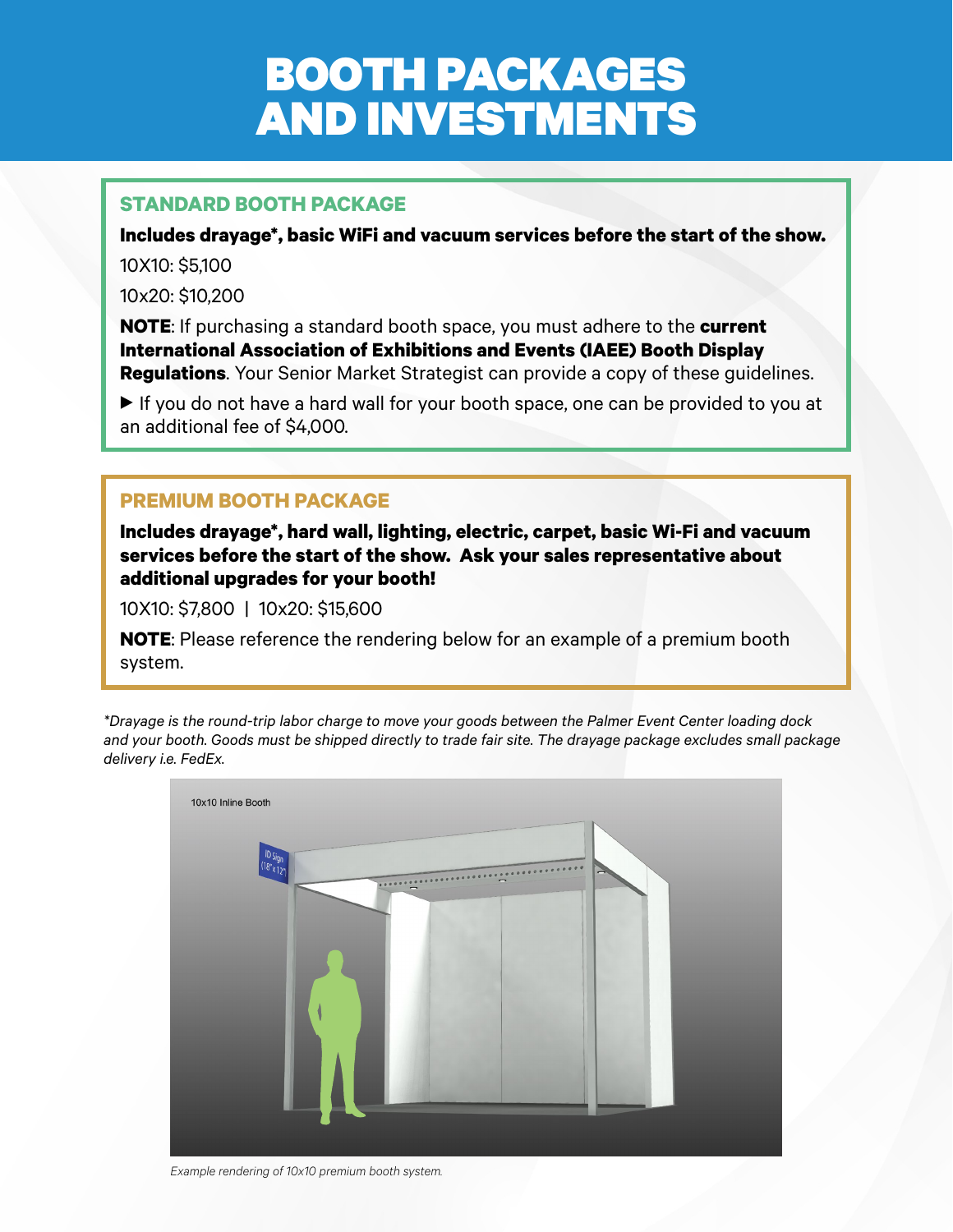# BOOTH PACKAGES AND INVESTMENTS

## STANDARD BOOTH PACKAGE

**Includes drayage*, basic WiFi and vacuum services before the start of the show.**

10X10: $5,100

10x20: $10,200

**NOTE**: If purchasing a standard booth space, you must adhere to the **current International Association of Exhibitions and Events (IAEE) Booth Display Regulations**. Your Senior Market Strategist can provide a copy of these guidelines.

▶ If you do not have a hard wall for your booth space, one can be provided to you at an additional fee of $4,000.

## PREMIUM BOOTH PACKAGE

**Includes drayage*, hard wall, lighting, electric, carpet, basic Wi-Fi and vacuum services before the start of the show. Ask your sales representative about additional upgrades for your booth!**

10X10: $7,800 | 10x20: $15,600

**NOTE**: Please reference the rendering below for an example of a premium booth system.

*\*Drayage is the round-trip labor charge to move your goods between the Palmer Event Center loading dock and your booth. Goods must be shipped directly to trade fair site. The drayage package excludes small package delivery i.e. FedEx.*

*Example rendering of 10x10 premium booth system.*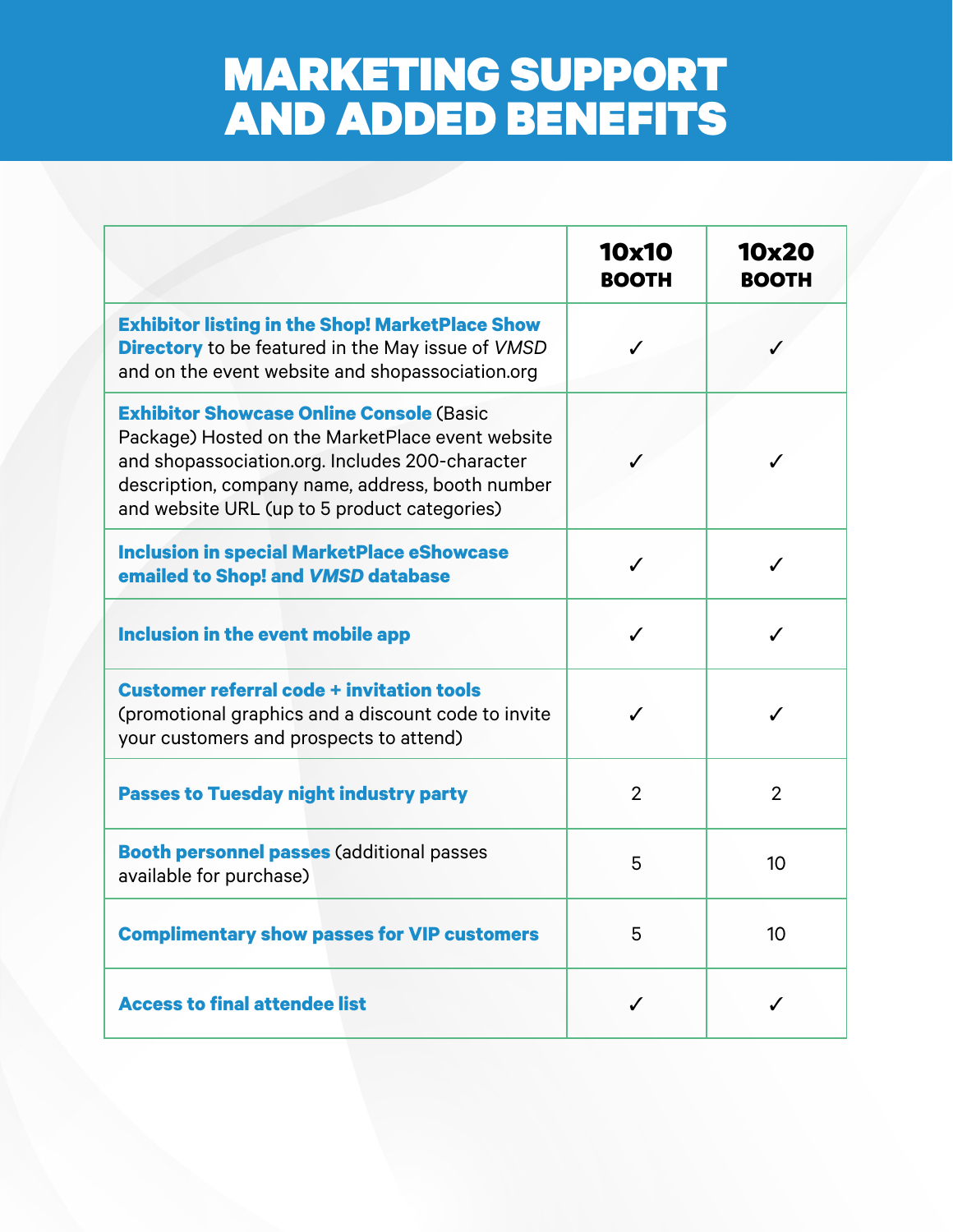# MARKETING SUPPORT AND ADDED BENEFITS

| | 10x10 BOOTH | 10x20 BOOTH |
|---|---|---|
| **Exhibitor listing in the Shop! MarketPlace Show Directory** to be featured in the May issue of *VMSD* and on the event website and shopassociation.org | ✓ | ✓ |
| **Exhibitor Showcase Online Console** (Basic Package) Hosted on the MarketPlace event website and shopassociation.org. Includes 200-character description, company name, address, booth number and website URL (up to 5 product categories) | ✓ | ✓ |
| **Inclusion in special MarketPlace eShowcase emailed to Shop! and *VMSD* database** | ✓ | ✓ |
| **Inclusion in the event mobile app** | ✓ | ✓ |
| **Customer referral code + invitation tools** (promotional graphics and a discount code to invite your customers and prospects to attend) | ✓ | ✓ |
| **Passes to Tuesday night industry party** | 2 | 2 |
| **Booth personnel passes** (additional passes available for purchase) | 5 | 10 |
| **Complimentary show passes for VIP customers** | 5 | 10 |
| **Access to final attendee list** | ✓ | ✓ |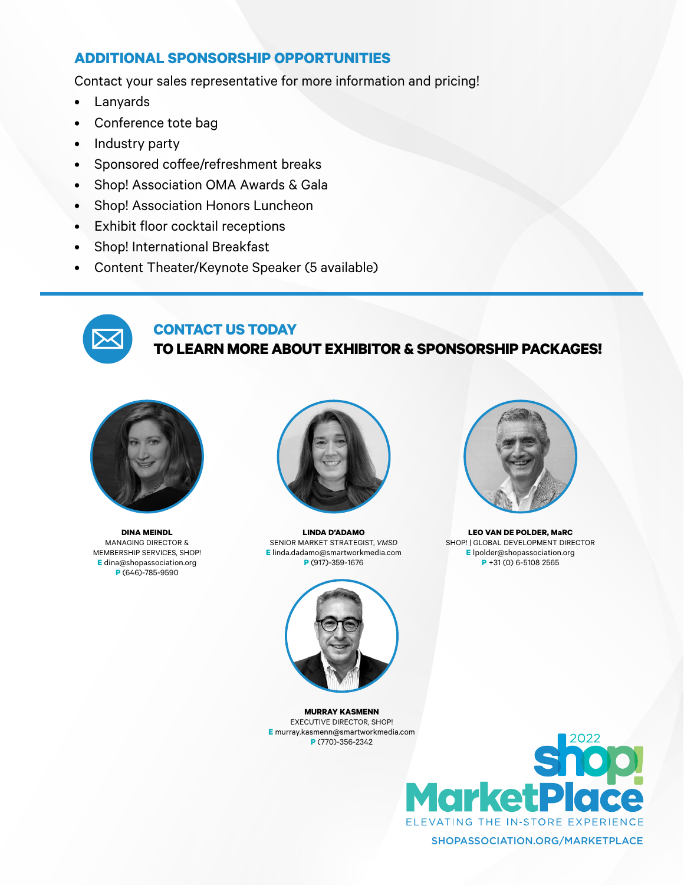## ADDITIONAL SPONSORSHIP OPPORTUNITIES

Contact your sales representative for more information and pricing!

- Lanyards
- Conference tote bag
- Industry party
- Sponsored coffee/refreshment breaks
- Shop! Association OMA Awards & Gala
- Shop! Association Honors Luncheon
- Exhibit floor cocktail receptions
- Shop! International Breakfast
- Content Theater/Keynote Speaker (5 available)

## CONTACT US TODAY

### TO LEARN MORE ABOUT EXHIBITOR & SPONSORSHIP PACKAGES!

**DINA MEINDL**
MANAGING DIRECTOR & MEMBERSHIP SERVICES, SHOP!
**E** dina@shopassociation.org
**P** (646)-785-9590

**LINDA D'ADAMO**
SENIOR MARKET STRATEGIST, *VMSD*
**E** linda.dadamo@smartworkmedia.com
**P** (917)-359-1676

**LEO VAN DE POLDER, MaRC**
SHOP! | GLOBAL DEVELOPMENT DIRECTOR
**E** lpolder@shopassociation.org
**P** +31 (0) 6-5108 2565

**MURRAY KASMENN**
EXECUTIVE DIRECTOR, SHOP!
**E** murray.kasmenn@smartworkmedia.com
**P** (770)-356-2342

2022 shop! MarketPlace
ELEVATING THE IN-STORE EXPERIENCE
SHOPASSOCIATION.ORG/MARKETPLACE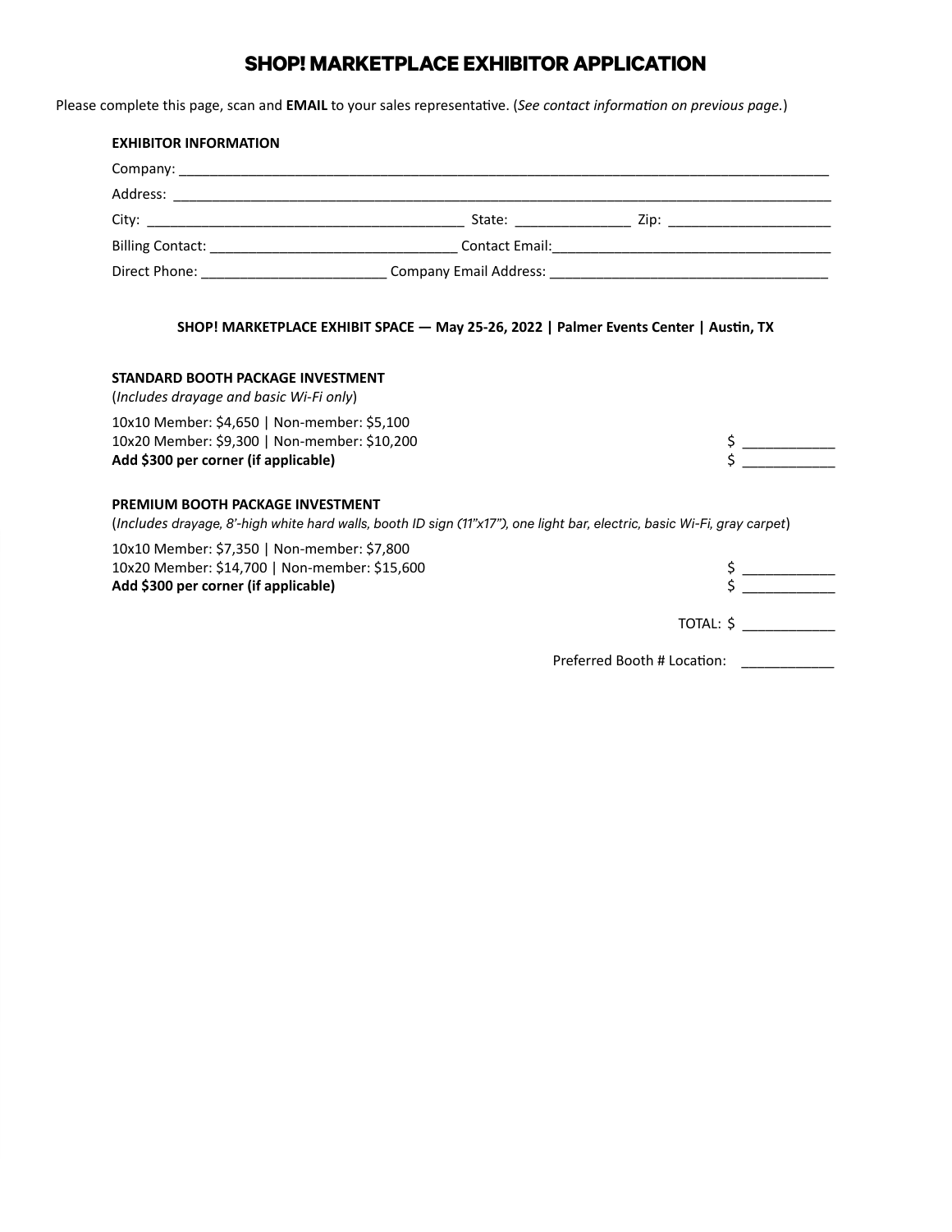# SHOP! MARKETPLACE EXHIBITOR APPLICATION

Please complete this page, scan and **EMAIL** to your sales representative. (*See contact information on previous page.*)

**EXHIBITOR INFORMATION**

Company: ______________________________________________

Address: ______________________________________________

City: ______________________ State: __________ Zip: ______________

Billing Contact: ____________________ Contact Email: ____________________

Direct Phone: ______________ Company Email Address: ____________________

**SHOP! MARKETPLACE EXHIBIT SPACE — May 25-26, 2022 | Palmer Events Center | Austin, TX**

**STANDARD BOOTH PACKAGE INVESTMENT**

(*Includes drayage and basic Wi-Fi only*)

10x10 Member: $4,650 | Non-member: $5,100

10x20 Member: $9,300 | Non-member: $10,200 $ __________

**Add $300 per corner (if applicable)** $ __________

**PREMIUM BOOTH PACKAGE INVESTMENT**

(*Includes drayage, 8'-high white hard walls, booth ID sign (11"x17"), one light bar, electric, basic Wi-Fi, gray carpet*)

10x10 Member: $7,350 | Non-member: $7,800

10x20 Member: $14,700 | Non-member: $15,600 $ __________

**Add $300 per corner (if applicable)** $ __________

TOTAL: $ __________

Preferred Booth # Location: __________